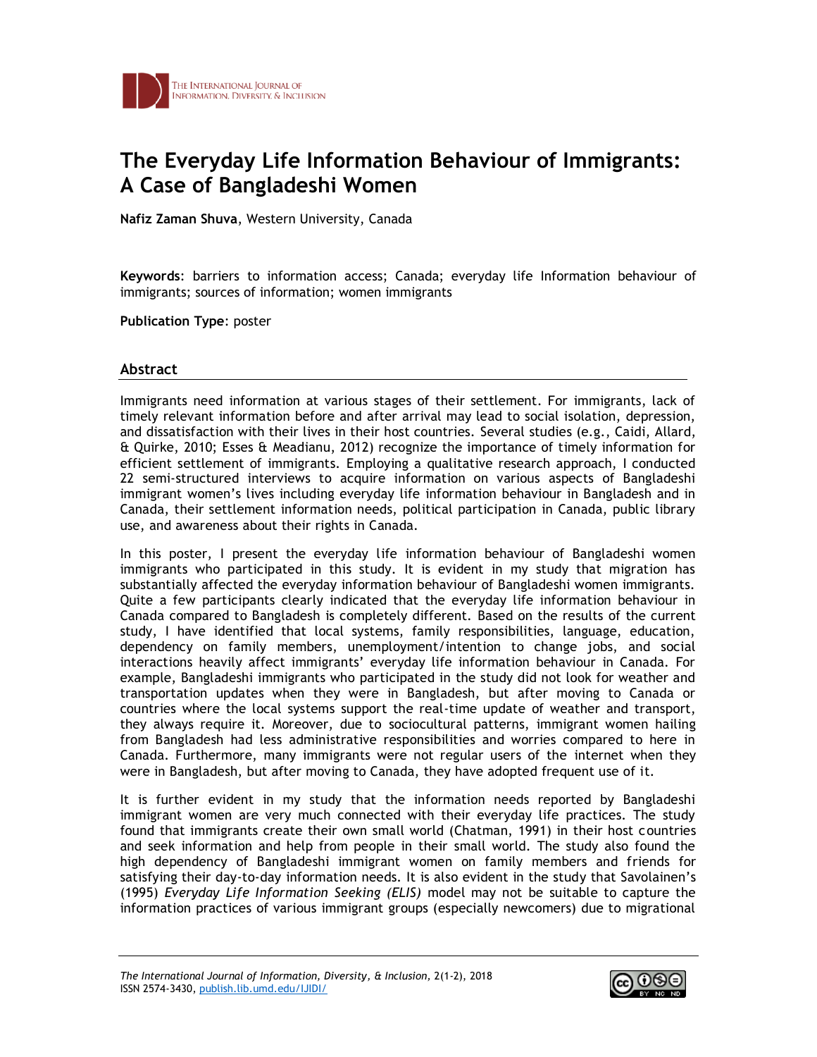# The Everyday Life Information Behaviour of Immigrants: A Case of Bangladeshi Women

**Nafiz Zaman Shuva**, Western University, Canada

**Keywords**: barriers to information access; Canada; everyday life Information behaviour of immigrants; sources of information; women immigrants

**Publication Type**: poster

## Abstract

Immigrants need information at various stages of their settlement. For immigrants, lack of timely relevant information before and after arrival may lead to social isolation, depression, and dissatisfaction with their lives in their host countries. Several studies (e.g., Caidi, Allard, & Quirke, 2010; Esses & Meadianu, 2012) recognize the importance of timely information for efficient settlement of immigrants. Employing a qualitative research approach, I conducted 22 semi-structured interviews to acquire information on various aspects of Bangladeshi immigrant women's lives including everyday life information behaviour in Bangladesh and in Canada, their settlement information needs, political participation in Canada, public library use, and awareness about their rights in Canada.

In this poster, I present the everyday life information behaviour of Bangladeshi women immigrants who participated in this study. It is evident in my study that migration has substantially affected the everyday information behaviour of Bangladeshi women immigrants. Quite a few participants clearly indicated that the everyday life information behaviour in Canada compared to Bangladesh is completely different. Based on the results of the current study, I have identified that local systems, family responsibilities, language, education, dependency on family members, unemployment/intention to change jobs, and social interactions heavily affect immigrants' everyday life information behaviour in Canada. For example, Bangladeshi immigrants who participated in the study did not look for weather and transportation updates when they were in Bangladesh, but after moving to Canada or countries where the local systems support the real-time update of weather and transport, they always require it. Moreover, due to sociocultural patterns, immigrant women hailing from Bangladesh had less administrative responsibilities and worries compared to here in Canada. Furthermore, many immigrants were not regular users of the internet when they were in Bangladesh, but after moving to Canada, they have adopted frequent use of it.

It is further evident in my study that the information needs reported by Bangladeshi immigrant women are very much connected with their everyday life practices. The study found that immigrants create their own small world (Chatman, 1991) in their host countries and seek information and help from people in their small world. The study also found the high dependency of Bangladeshi immigrant women on family members and friends for satisfying their day-to-day information needs. It is also evident in the study that Savolainen's (1995) *Everyday Life Information Seeking (ELIS)* model may not be suitable to capture the information practices of various immigrant groups (especially newcomers) due to migrational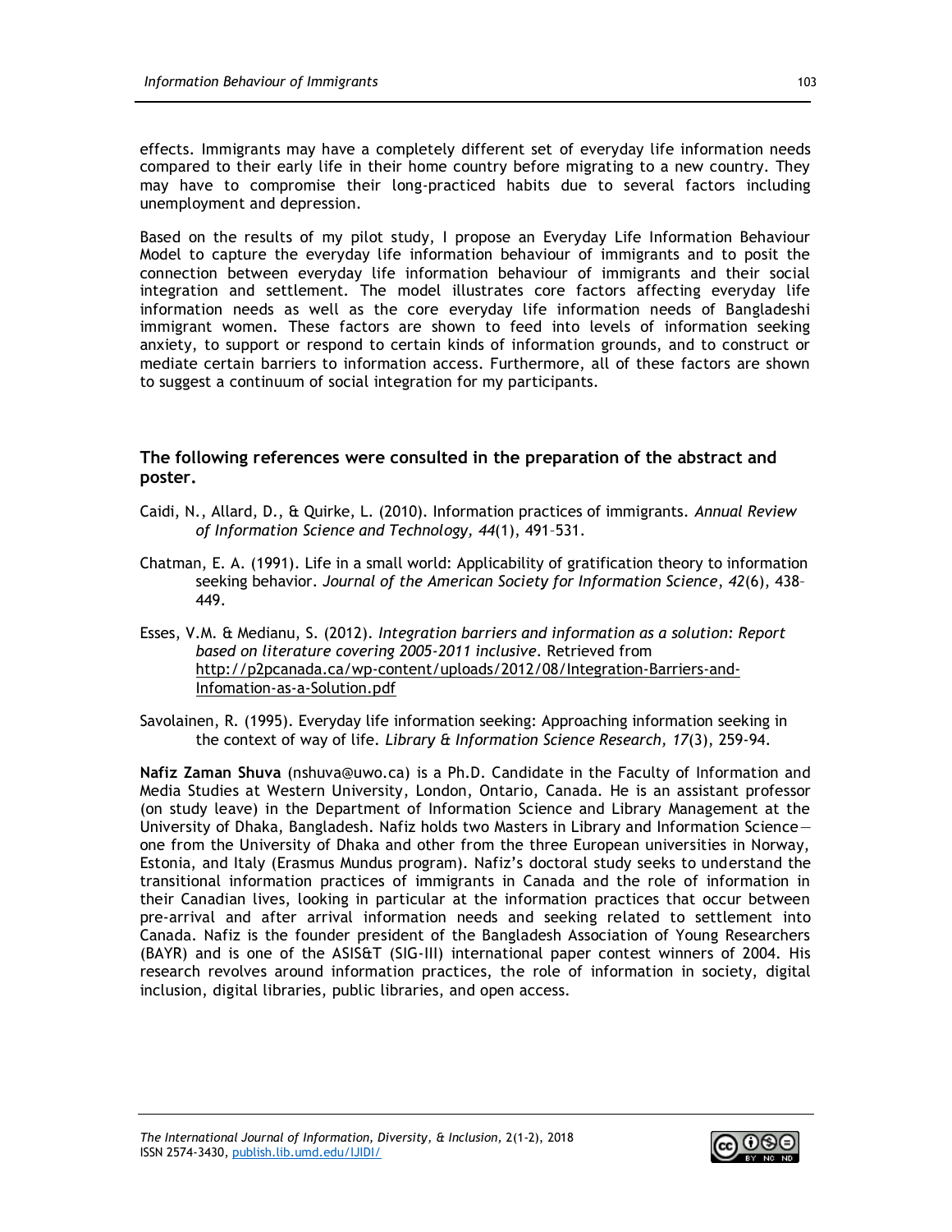effects. Immigrants may have a completely different set of everyday life information needs compared to their early life in their home country before migrating to a new country. They may have to compromise their long-practiced habits due to several factors including unemployment and depression.

Based on the results of my pilot study, I propose an Everyday Life Information Behaviour Model to capture the everyday life information behaviour of immigrants and to posit the connection between everyday life information behaviour of immigrants and their social integration and settlement. The model illustrates core factors affecting everyday life information needs as well as the core everyday life information needs of Bangladeshi immigrant women. These factors are shown to feed into levels of information seeking anxiety, to support or respond to certain kinds of information grounds, and to construct or mediate certain barriers to information access. Furthermore, all of these factors are shown to suggest a continuum of social integration for my participants.

### The following references were consulted in the preparation of the abstract and poster.

Caidi, N., Allard, D., & Quirke, L. (2010). Information practices of immigrants. *Annual Review of Information Science and Technology, 44*(1), 491–531.

Chatman, E. A. (1991). Life in a small world: Applicability of gratification theory to information seeking behavior. *Journal of the American Society for Information Science*, *42*(6), 438–449.

Esses, V.M. & Medianu, S. (2012). *Integration barriers and information as a solution: Report based on literature covering 2005-2011 inclusive*. Retrieved from http://p2pcanada.ca/wp-content/uploads/2012/08/Integration-Barriers-and-Infomation-as-a-Solution.pdf

Savolainen, R. (1995). Everyday life information seeking: Approaching information seeking in the context of way of life. *Library & Information Science Research, 17*(3), 259-94.

**Nafiz Zaman Shuva** (nshuva@uwo.ca) is a Ph.D. Candidate in the Faculty of Information and Media Studies at Western University, London, Ontario, Canada. He is an assistant professor (on study leave) in the Department of Information Science and Library Management at the University of Dhaka, Bangladesh. Nafiz holds two Masters in Library and Information Science—one from the University of Dhaka and other from the three European universities in Norway, Estonia, and Italy (Erasmus Mundus program). Nafiz's doctoral study seeks to understand the transitional information practices of immigrants in Canada and the role of information in their Canadian lives, looking in particular at the information practices that occur between pre-arrival and after arrival information needs and seeking related to settlement into Canada. Nafiz is the founder president of the Bangladesh Association of Young Researchers (BAYR) and is one of the ASIS&T (SIG-III) international paper contest winners of 2004. His research revolves around information practices, the role of information in society, digital inclusion, digital libraries, public libraries, and open access.